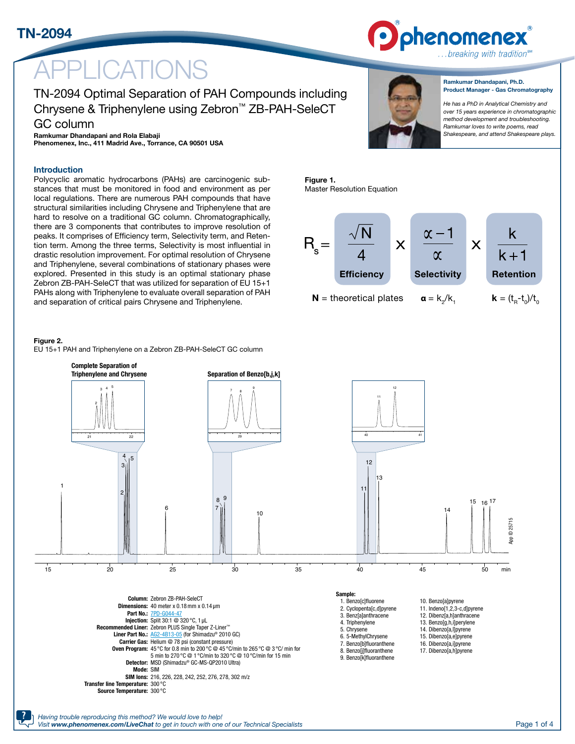# APPLICATIONS

## TN-2094 Optimal Separation of PAH Compounds including Chrysene & Triphenylene using Zebron™ ZB-PAH-SeleCT GC column

**Ramkumar Dhandapani and Rola Elabaji**
**Phenomenex, Inc., 411 Madrid Ave., Torrance, CA 90501 USA**

**Ramkumar Dhandapani, Ph.D.**
**Product Manager - Gas Chromatography**

*He has a PhD in Analytical Chemistry and over 15 years experience in chromatographic method development and troubleshooting. Ramkumar loves to write poems, read Shakespeare, and attend Shakespeare plays.*

### Introduction

Polycyclic aromatic hydrocarbons (PAHs) are carcinogenic substances that must be monitored in food and environment as per local regulations. There are numerous PAH compounds that have structural similarities including Chrysene and Triphenylene that are hard to resolve on a traditional GC column. Chromatographically, there are 3 components that contributes to improve resolution of peaks. It comprises of Efficiency term, Selectivity term, and Retention term. Among the three terms, Selectivity is most influential in drastic resolution improvement. For optimal resolution of Chrysene and Triphenylene, several combinations of stationary phases were explored. Presented in this study is an optimal stationary phase Zebron ZB-PAH-SeleCT that was utilized for separation of EU 15+1 PAHs along with Triphenylene to evaluate overall separation of PAH and separation of critical pairs Chrysene and Triphenylene.

**Figure 1.**
Master Resolution Equation

$$R_s = \underbrace{\frac{\sqrt{N}}{4}}_{\text{Efficiency}} \times \underbrace{\frac{\alpha - 1}{\alpha}}_{\text{Selectivity}} \times \underbrace{\frac{k}{k+1}}_{\text{Retention}}$$

**N** = theoretical plates  **α** = $k_2/k_1$  **k** = $(t_R - t_0)/t_0$

**Figure 2.**
EU 15+1 PAH and Triphenylene on a Zebron ZB-PAH-SeleCT GC column

Complete Separation of Triphenylene and Chrysene | Separation of Benzo[b,j,k]

App ID 25715

| | |
|---|---|
| **Column:** | Zebron ZB-PAH-SeleCT |
| **Dimensions:** | 40 meter x 0.18 mm x 0.14 µm |
| **Part No.:** | 7PD-G044-47 |
| **Injection:** | Split 30:1 @ 320 °C, 1 µL |
| **Recommended Liner:** | Zebron PLUS Single Taper Z-Liner™ |
| **Liner Part No.:** | AG2-4B13-05 (for Shimadzu® 2010 GC) |
| **Carrier Gas:** | Helium @ 78 psi (constant pressure) |
| **Oven Program:** | 45 °C for 0.8 min to 200 °C @ 45 °C/min to 265 °C @ 3 °C/ min for 5 min to 270 °C @ 1 °C/min to 320 °C @ 10 °C/min for 15 min |
| **Detector:** | MSD (Shimadzu® GC-MS-QP2010 Ultra) |
| **Mode:** | SIM |
| **SIM Ions:** | 216, 226, 228, 242, 252, 276, 278, 302 m/z |
| **Transfer line Temperature:** | 300 °C |
| **Source Temperature:** | 300 °C |

**Sample:**
1. Benzo[c]fluorene
2. Cyclopenta[c,d]pyrene
3. Benz[a]anthracene
4. Triphenylene
5. Chrysene
6. 5-MethylChrysene
7. Benzo[b]fluoranthene
8. Benzo[j]fluoranthene
9. Benzo[k]fluoranthene
10. Benzo[a]pyrene
11. Indeno[1,2,3-c,d]pyrene
12. Dibenz[a,h]anthracene
13. Benzo[g,h,i]perylene
14. Dibenzo[a,l]pyrene
15. Dibenzo[a,e]pyrene
16. Dibenzo[a,i]pyrene
17. Dibenzo[a,h]pyrene

*Having trouble reproducing this method? We would love to help!*
*Visit **www.phenomenex.com/LiveChat** to get in touch with one of our Technical Specialists*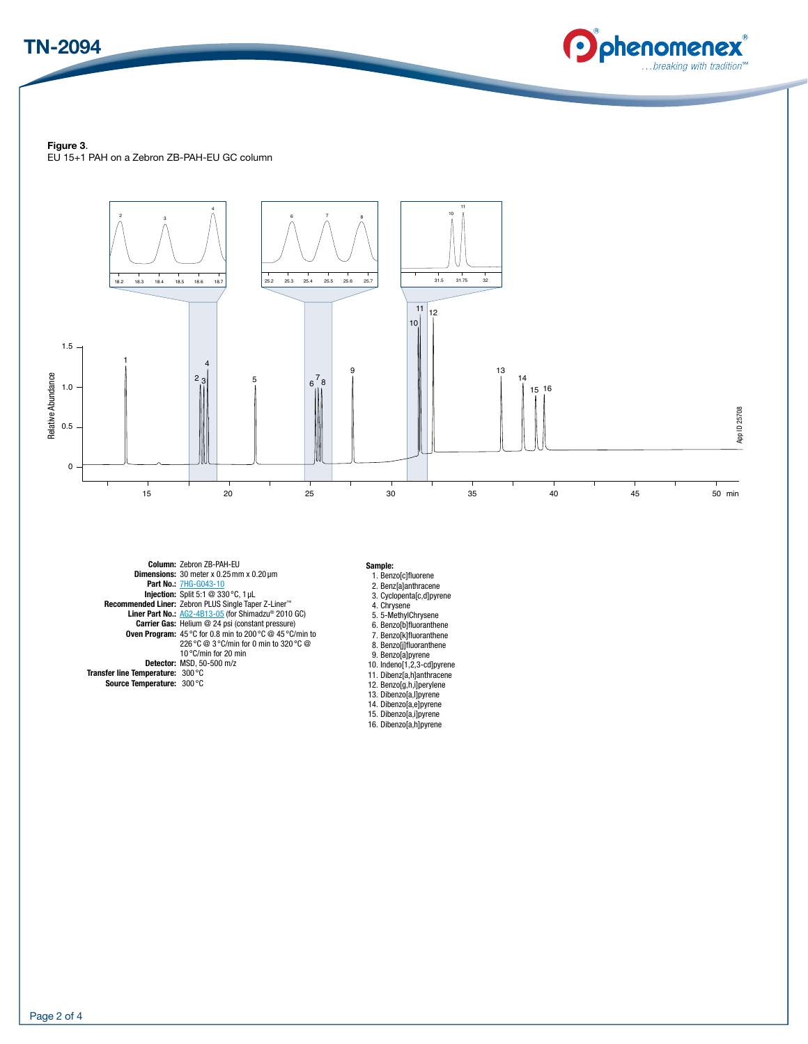**Figure 3**.
EU 15+1 PAH on a Zebron ZB-PAH-EU GC column

**Column:** Zebron ZB-PAH-EU
**Dimensions:** 30 meter x 0.25 mm x 0.20 µm
**Part No.:** 7HG-G043-10
**Injection:** Split 5:1 @ 330 °C, 1 µL
**Recommended Liner:** Zebron PLUS Single Taper Z-Liner™
**Liner Part No.:** AG2-4B13-05 (for Shimadzu® 2010 GC)
**Carrier Gas:** Helium @ 24 psi (constant pressure)
**Oven Program:** 45 °C for 0.8 min to 200 °C @ 45 °C/min to 226 °C @ 3 °C/min for 0 min to 320 °C @ 10 °C/min for 20 min
**Detector:** MSD, 50-500 m/z
**Transfer line Temperature:** 300 °C
**Source Temperature:** 300 °C

**Sample:**
1. Benzo[c]fluorene
2. Benz[a]anthracene
3. Cyclopenta[c,d]pyrene
4. Chrysene
5. 5-MethylChrysene
6. Benzo[b]fluoranthene
7. Benzo[k]fluoranthene
8. Benzo[j]fluoranthene
9. Benzo[a]pyrene
10. Indeno[1,2,3-cd]pyrene
11. Dibenz[a,h]anthracene
12. Benzo[g,h,i]perylene
13. Dibenzo[a,l]pyrene
14. Dibenzo[a,e]pyrene
15. Dibenzo[a,i]pyrene
16. Dibenzo[a,h]pyrene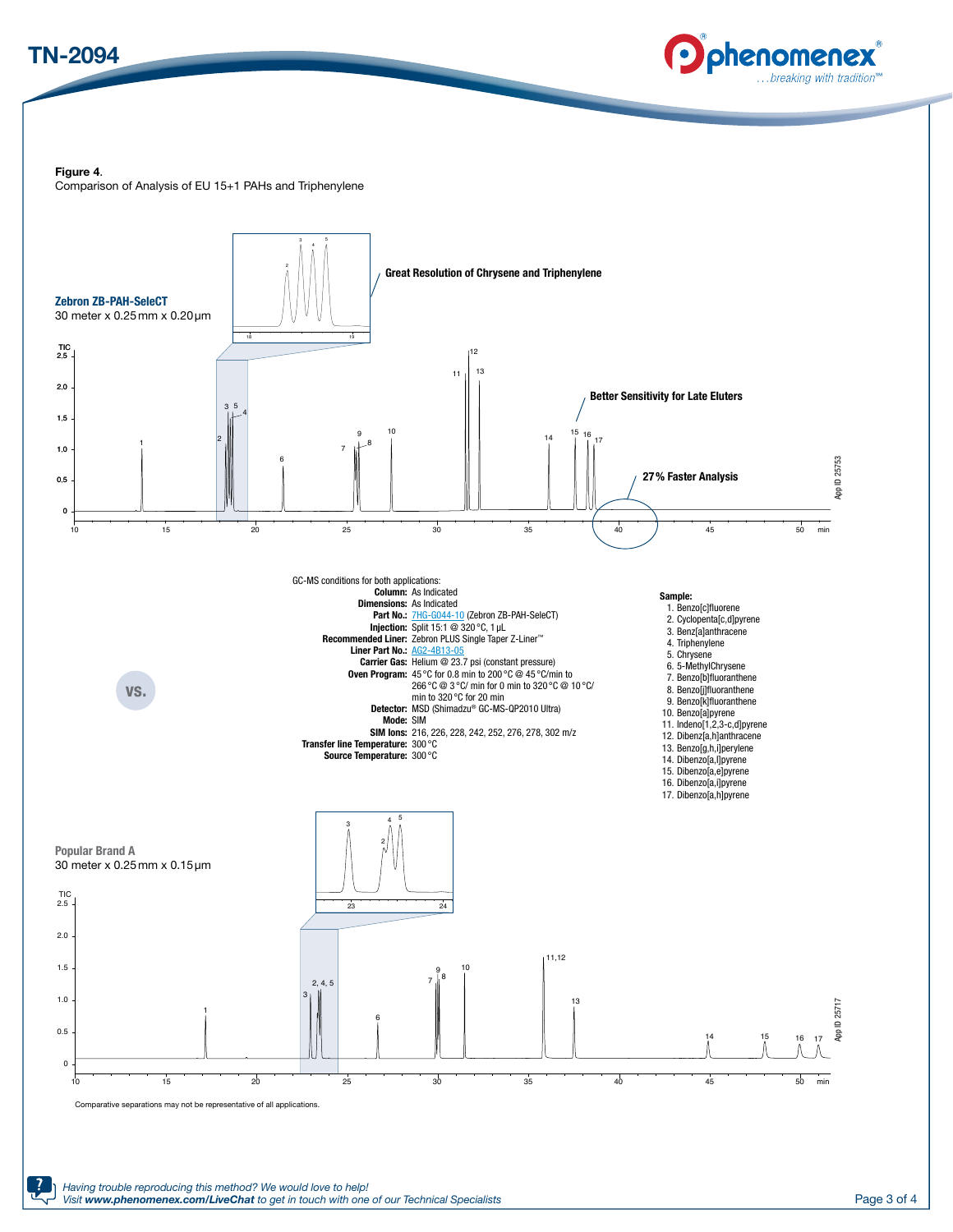**Figure 4**.
Comparison of Analysis of EU 15+1 PAHs and Triphenylene

**Zebron ZB-PAH-SeleCT**
30 meter x 0.25 mm x 0.20 µm

Great Resolution of Chrysene and Triphenylene

Better Sensitivity for Late Eluters

27% Faster Analysis

App ID 25753

GC-MS conditions for both applications:

**Column:** As Indicated
**Dimensions:** As Indicated
**Part No.:** 7HG-G044-10 (Zebron ZB-PAH-SeleCT)
**Injection:** Split 15:1 @ 320 °C, 1 µL
**Recommended Liner:** Zebron PLUS Single Taper Z-Liner™
**Liner Part No.:** AG2-4B13-05
**Carrier Gas:** Helium @ 23.7 psi (constant pressure)
**Oven Program:** 45 °C for 0.8 min to 200 °C @ 45 °C/min to 266 °C @ 3 °C/ min for 0 min to 320 °C @ 10 °C/ min to 320 °C for 20 min
**Detector:** MSD (Shimadzu® GC-MS-QP2010 Ultra)
**Mode:** SIM
**SIM Ions:** 216, 226, 228, 242, 252, 276, 278, 302 m/z
**Transfer line Temperature:** 300 °C
**Source Temperature:** 300 °C

**Sample:**
1. Benzo[c]fluorene
2. Cyclopenta[c,d]pyrene
3. Benz[a]anthracene
4. Triphenylene
5. Chrysene
6. 5-MethylChrysene
7. Benzo[b]fluoranthene
8. Benzo[j]fluoranthene
9. Benzo[k]fluoranthene
10. Benzo[a]pyrene
11. Indeno[1,2,3-c,d]pyrene
12. Dibenz[a,h]anthracene
13. Benzo[g,h,i]perylene
14. Dibenzo[a,l]pyrene
15. Dibenzo[a,e]pyrene
16. Dibenzo[a,i]pyrene
17. Dibenzo[a,h]pyrene

VS.

**Popular Brand A**
30 meter x 0.25 mm x 0.15 µm

App ID 25717

Comparative separations may not be representative of all applications.

*Having trouble reproducing this method? We would love to help!*
*Visit **www.phenomenex.com/LiveChat** to get in touch with one of our Technical Specialists*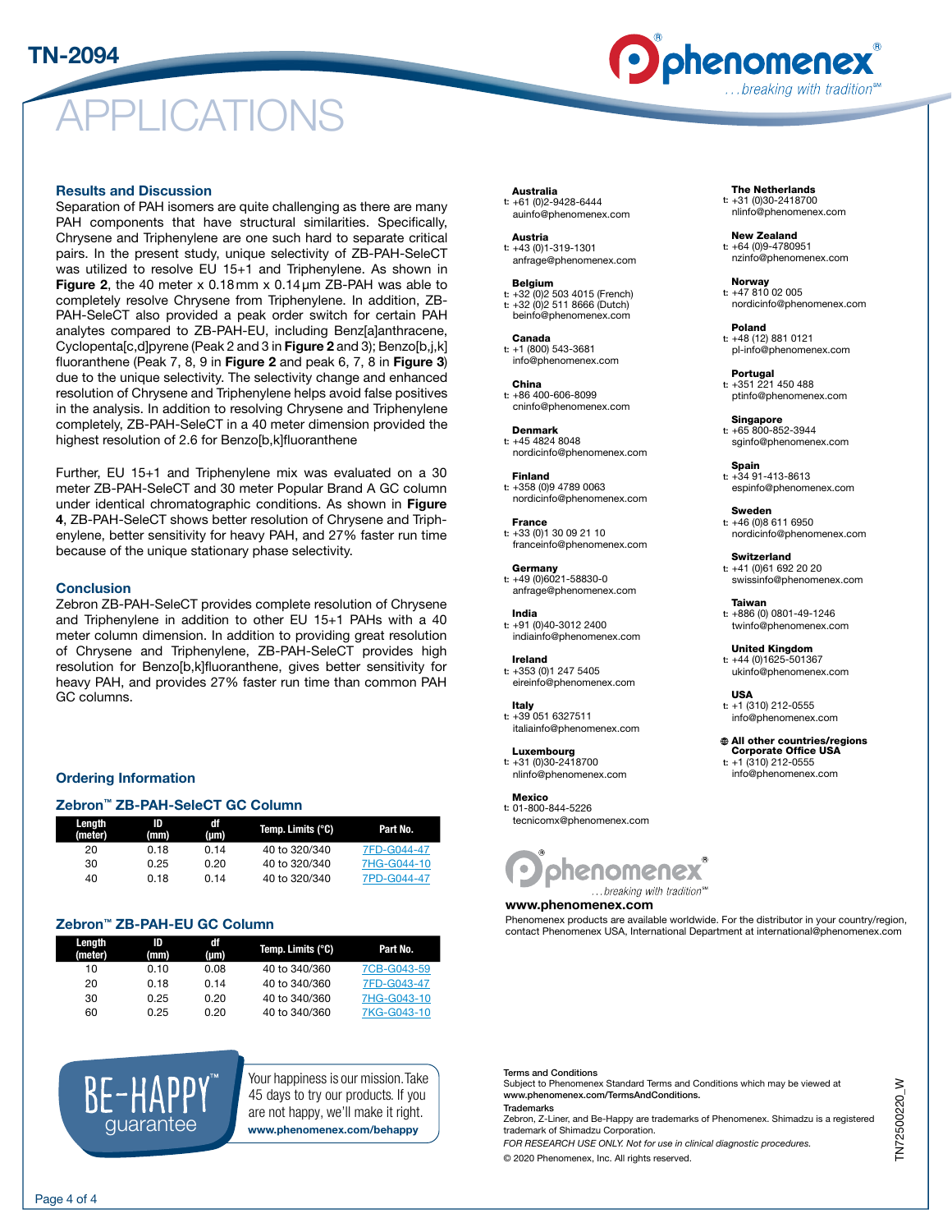## Results and Discussion

Separation of PAH isomers are quite challenging as there are many PAH components that have structural similarities. Specifically, Chrysene and Triphenylene are one such hard to separate critical pairs. In the present study, unique selectivity of ZB-PAH-SeleCT was utilized to resolve EU 15+1 and Triphenylene. As shown in **Figure 2**, the 40 meter x 0.18 mm x 0.14 µm ZB-PAH was able to completely resolve Chrysene from Triphenylene. In addition, ZB-PAH-SeleCT also provided a peak order switch for certain PAH analytes compared to ZB-PAH-EU, including Benz[a]anthracene, Cyclopenta[c,d]pyrene (Peak 2 and 3 in **Figure 2** and 3); Benzo[b,j,k] fluoranthene (Peak 7, 8, 9 in **Figure 2** and peak 6, 7, 8 in **Figure 3**) due to the unique selectivity. The selectivity change and enhanced resolution of Chrysene and Triphenylene helps avoid false positives in the analysis. In addition to resolving Chrysene and Triphenylene completely, ZB-PAH-SeleCT in a 40 meter dimension provided the highest resolution of 2.6 for Benzo[b,k]fluoranthene

Further, EU 15+1 and Triphenylene mix was evaluated on a 30 meter ZB-PAH-SeleCT and 30 meter Popular Brand A GC column under identical chromatographic conditions. As shown in **Figure 4**, ZB-PAH-SeleCT shows better resolution of Chrysene and Triphenylene, better sensitivity for heavy PAH, and 27% faster run time because of the unique stationary phase selectivity.

## Conclusion

Zebron ZB-PAH-SeleCT provides complete resolution of Chrysene and Triphenylene in addition to other EU 15+1 PAHs with a 40 meter column dimension. In addition to providing great resolution of Chrysene and Triphenylene, ZB-PAH-SeleCT provides high resolution for Benzo[b,k]fluoranthene, gives better sensitivity for heavy PAH, and provides 27% faster run time than common PAH GC columns.

## Ordering Information

### Zebron™ ZB-PAH-SeleCT GC Column

| Length (meter) | ID (mm) | df (µm) | Temp. Limits (°C) | Part No. |
|---|---|---|---|---|
| 20 | 0.18 | 0.14 | 40 to 320/340 | 7FD-G044-47 |
| 30 | 0.25 | 0.20 | 40 to 320/340 | 7HG-G044-10 |
| 40 | 0.18 | 0.14 | 40 to 320/340 | 7PD-G044-47 |

### Zebron™ ZB-PAH-EU GC Column

| Length (meter) | ID (mm) | df (µm) | Temp. Limits (°C) | Part No. |
|---|---|---|---|---|
| 10 | 0.10 | 0.08 | 40 to 340/360 | 7CB-G043-59 |
| 20 | 0.18 | 0.14 | 40 to 340/360 | 7FD-G043-47 |
| 30 | 0.25 | 0.20 | 40 to 340/360 | 7HG-G043-10 |
| 60 | 0.25 | 0.20 | 40 to 340/360 | 7KG-G043-10 |

BE-HAPPY™ guarantee

Your happiness is our mission. Take 45 days to try our products. If you are not happy, we'll make it right.
**www.phenomenex.com/behappy**

**Australia**
t: +61 (0)2-9428-6444
auinfo@phenomenex.com

**Austria**
t: +43 (0)1-319-1301
anfrage@phenomenex.com

**Belgium**
t: +32 (0)2 503 4015 (French)
t: +32 (0)2 511 8666 (Dutch)
beinfo@phenomenex.com

**Canada**
t: +1 (800) 543-3681
info@phenomenex.com

**China**
t: +86 400-606-8099
cninfo@phenomenex.com

**Denmark**
t: +45 4824 8048
nordicinfo@phenomenex.com

**Finland**
t: +358 (0)9 4789 0063
nordicinfo@phenomenex.com

**France**
t: +33 (0)1 30 09 21 10
franceinfo@phenomenex.com

**Germany**
t: +49 (0)6021-58830-0
anfrage@phenomenex.com

**India**
t: +91 (0)40-3012 2400
indiainfo@phenomenex.com

**Ireland**
t: +353 (0)1 247 5405
eireinfo@phenomenex.com

**Italy**
t: +39 051 6327511
italiainfo@phenomenex.com

**Luxembourg**
t: +31 (0)30-2418700
nlinfo@phenomenex.com

**Mexico**
t: 01-800-844-5226
tecnicomx@phenomenex.com

**The Netherlands**
t: +31 (0)30-2418700
nlinfo@phenomenex.com

**New Zealand**
t: +64 (0)9-4780951
nzinfo@phenomenex.com

**Norway**
t: +47 810 02 005
nordicinfo@phenomenex.com

**Poland**
t: +48 (12) 881 0121
pl-info@phenomenex.com

**Portugal**
t: +351 221 450 488
ptinfo@phenomenex.com

**Singapore**
t: +65 800-852-3944
sginfo@phenomenex.com

**Spain**
t: +34 91-413-8613
espinfo@phenomenex.com

**Sweden**
t: +46 (0)8 611 6950
nordicinfo@phenomenex.com

**Switzerland**
t: +41 (0)61 692 20 20
swissinfo@phenomenex.com

**Taiwan**
t: +886 (0) 0801-49-1246
twinfo@phenomenex.com

**United Kingdom**
t: +44 (0)1625-501367
ukinfo@phenomenex.com

**USA**
t: +1 (310) 212-0555
info@phenomenex.com

**All other countries/regions Corporate Office USA**
t: +1 (310) 212-0555
info@phenomenex.com

phenomenex ...breaking with tradition℠

**www.phenomenex.com**

Phenomenex products are available worldwide. For the distributor in your country/region, contact Phenomenex USA, International Department at international@phenomenex.com

**Terms and Conditions**
Subject to Phenomenex Standard Terms and Conditions which may be viewed at **www.phenomenex.com/TermsAndConditions.**

**Trademarks**
Zebron, Z-Liner, and Be-Happy are trademarks of Phenomenex. Shimadzu is a registered trademark of Shimadzu Corporation.

*FOR RESEARCH USE ONLY. Not for use in clinical diagnostic procedures.*

© 2020 Phenomenex, Inc. All rights reserved.

TN72500220_W